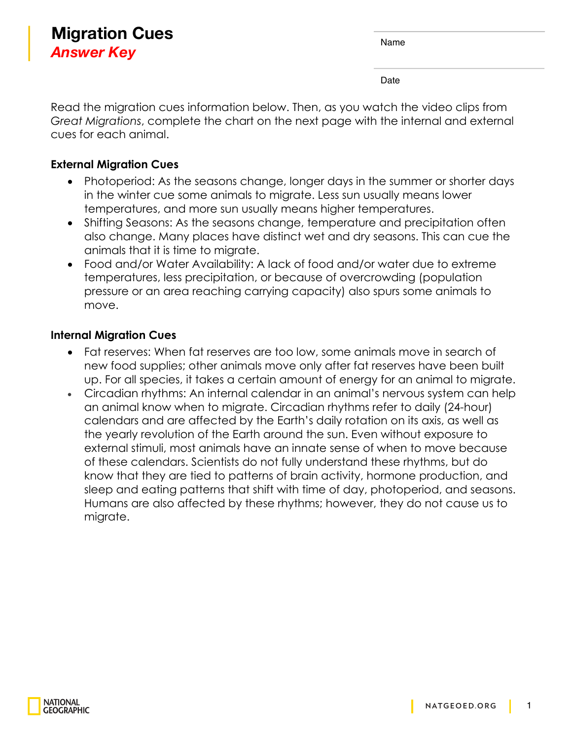# Migration Cues

## *Answer Key*

Name

Date

Read the migration cues information below. Then, as you watch the video clips from *Great Migrations*, complete the chart on the next page with the internal and external cues for each animal.

**External Migration Cues**

- Photoperiod: As the seasons change, longer days in the summer or shorter days in the winter cue some animals to migrate. Less sun usually means lower temperatures, and more sun usually means higher temperatures.
- Shifting Seasons: As the seasons change, temperature and precipitation often also change. Many places have distinct wet and dry seasons. This can cue the animals that it is time to migrate.
- Food and/or Water Availability: A lack of food and/or water due to extreme temperatures, less precipitation, or because of overcrowding (population pressure or an area reaching carrying capacity) also spurs some animals to move.

**Internal Migration Cues**

- Fat reserves: When fat reserves are too low, some animals move in search of new food supplies; other animals move only after fat reserves have been built up. For all species, it takes a certain amount of energy for an animal to migrate.
- Circadian rhythms: An internal calendar in an animal's nervous system can help an animal know when to migrate. Circadian rhythms refer to daily (24-hour) calendars and are affected by the Earth's daily rotation on its axis, as well as the yearly revolution of the Earth around the sun. Even without exposure to external stimuli, most animals have an innate sense of when to move because of these calendars. Scientists do not fully understand these rhythms, but do know that they are tied to patterns of brain activity, hormone production, and sleep and eating patterns that shift with time of day, photoperiod, and seasons. Humans are also affected by these rhythms; however, they do not cause us to migrate.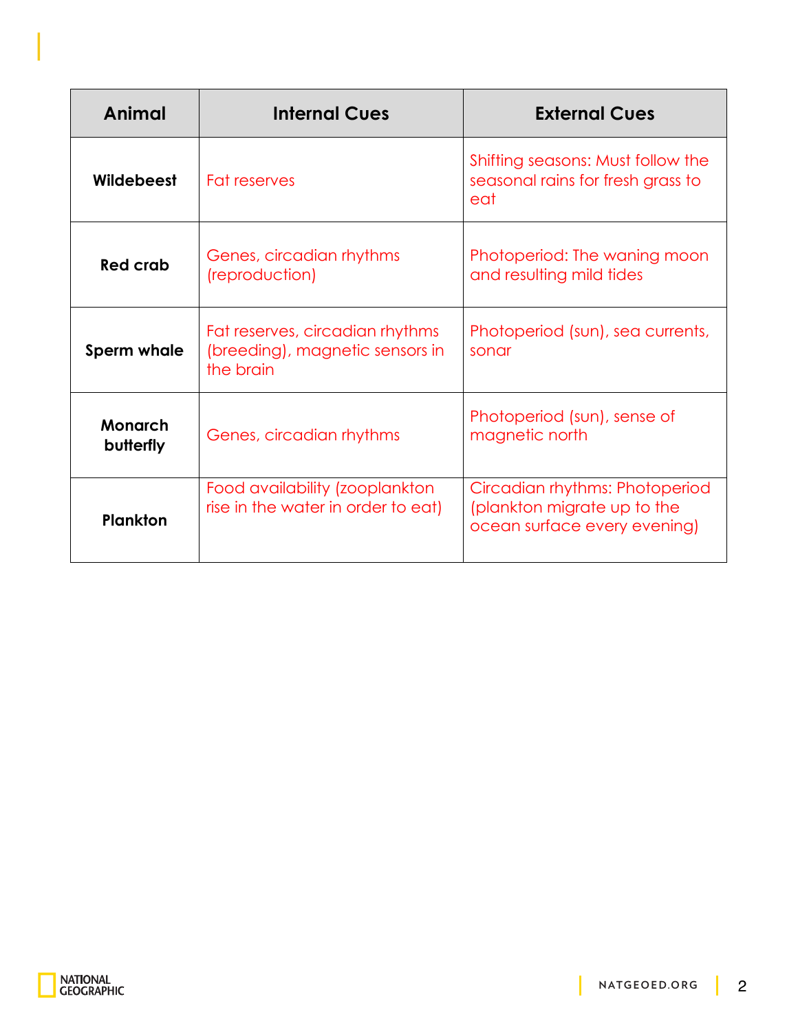| Animal | Internal Cues | External Cues |
|---|---|---|
| **Wildebeest** | Fat reserves | Shifting seasons: Must follow the seasonal rains for fresh grass to eat |
| **Red crab** | Genes, circadian rhythms (reproduction) | Photoperiod: The waning moon and resulting mild tides |
| **Sperm whale** | Fat reserves, circadian rhythms (breeding), magnetic sensors in the brain | Photoperiod (sun), sea currents, sonar |
| **Monarch butterfly** | Genes, circadian rhythms | Photoperiod (sun), sense of magnetic north |
| **Plankton** | Food availability (zooplankton rise in the water in order to eat) | Circadian rhythms: Photoperiod (plankton migrate up to the ocean surface every evening) |